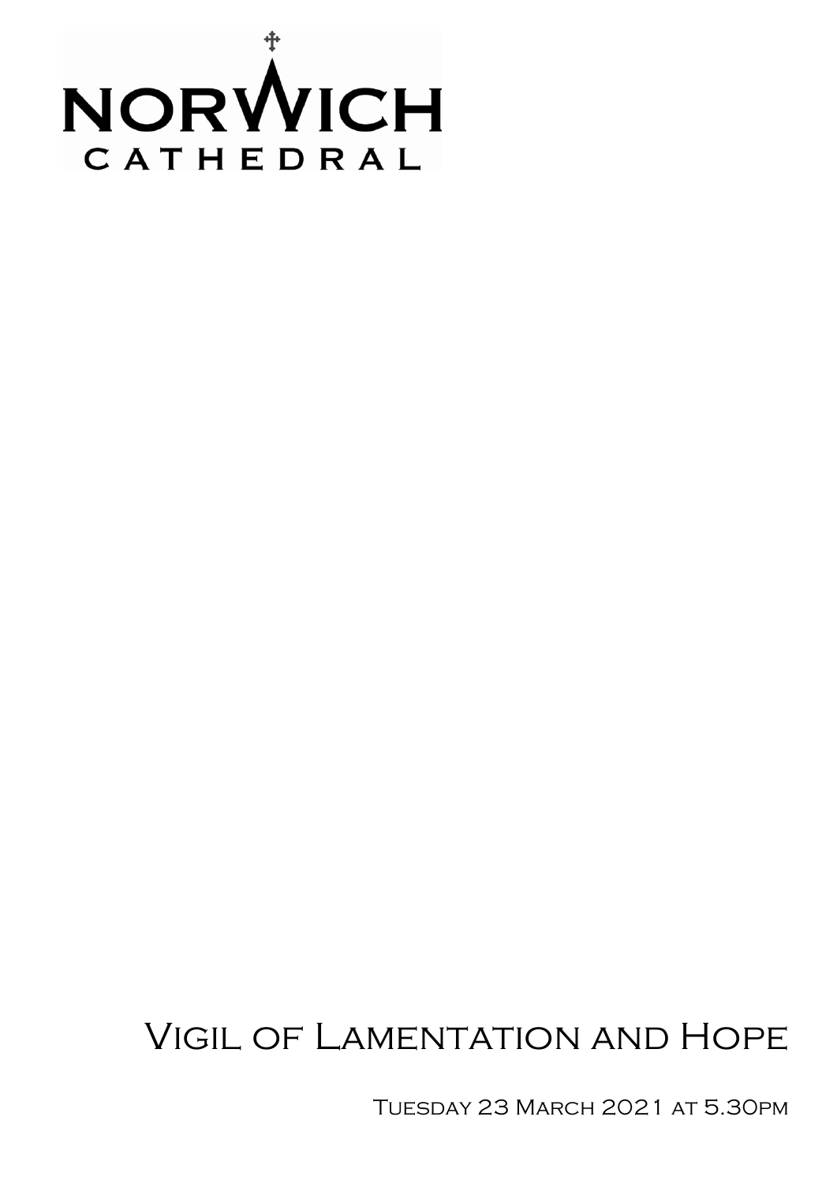# NORWICH CATHEDRAL

# Vigil of Lamentation and Hope

Tuesday 23 March 2021 at 5.30pm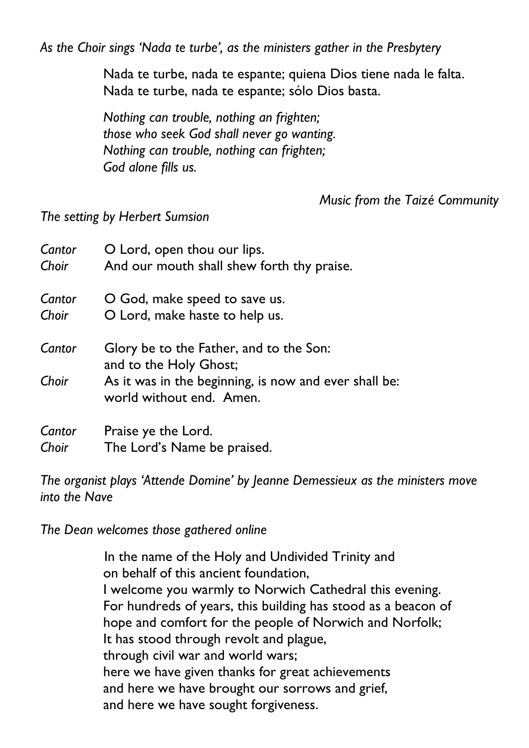*As the Choir sings 'Nada te turbe', as the ministers gather in the Presbytery*

> Nada te turbe, nada te espante; quiena Dios tiene nada le falta.
> Nada te turbe, nada te espante; sólo Dios basta.
>
> *Nothing can trouble, nothing an frighten;*
> *those who seek God shall never go wanting.*
> *Nothing can trouble, nothing can frighten;*
> *God alone fills us.*

*Music from the Taizé Community*

*The setting by Herbert Sumsion*

*Cantor* O Lord, open thou our lips.
*Choir* And our mouth shall shew forth thy praise.

*Cantor* O God, make speed to save us.
*Choir* O Lord, make haste to help us.

*Cantor* Glory be to the Father, and to the Son:
and to the Holy Ghost;
*Choir* As it was in the beginning, is now and ever shall be:
world without end. Amen.

*Cantor* Praise ye the Lord.
*Choir* The Lord's Name be praised.

*The organist plays 'Attende Domine' by Jeanne Demessieux as the ministers move into the Nave*

*The Dean welcomes those gathered online*

> In the name of the Holy and Undivided Trinity and
> on behalf of this ancient foundation,
> I welcome you warmly to Norwich Cathedral this evening.
> For hundreds of years, this building has stood as a beacon of
> hope and comfort for the people of Norwich and Norfolk;
> It has stood through revolt and plague,
> through civil war and world wars;
> here we have given thanks for great achievements
> and here we have brought our sorrows and grief,
> and here we have sought forgiveness.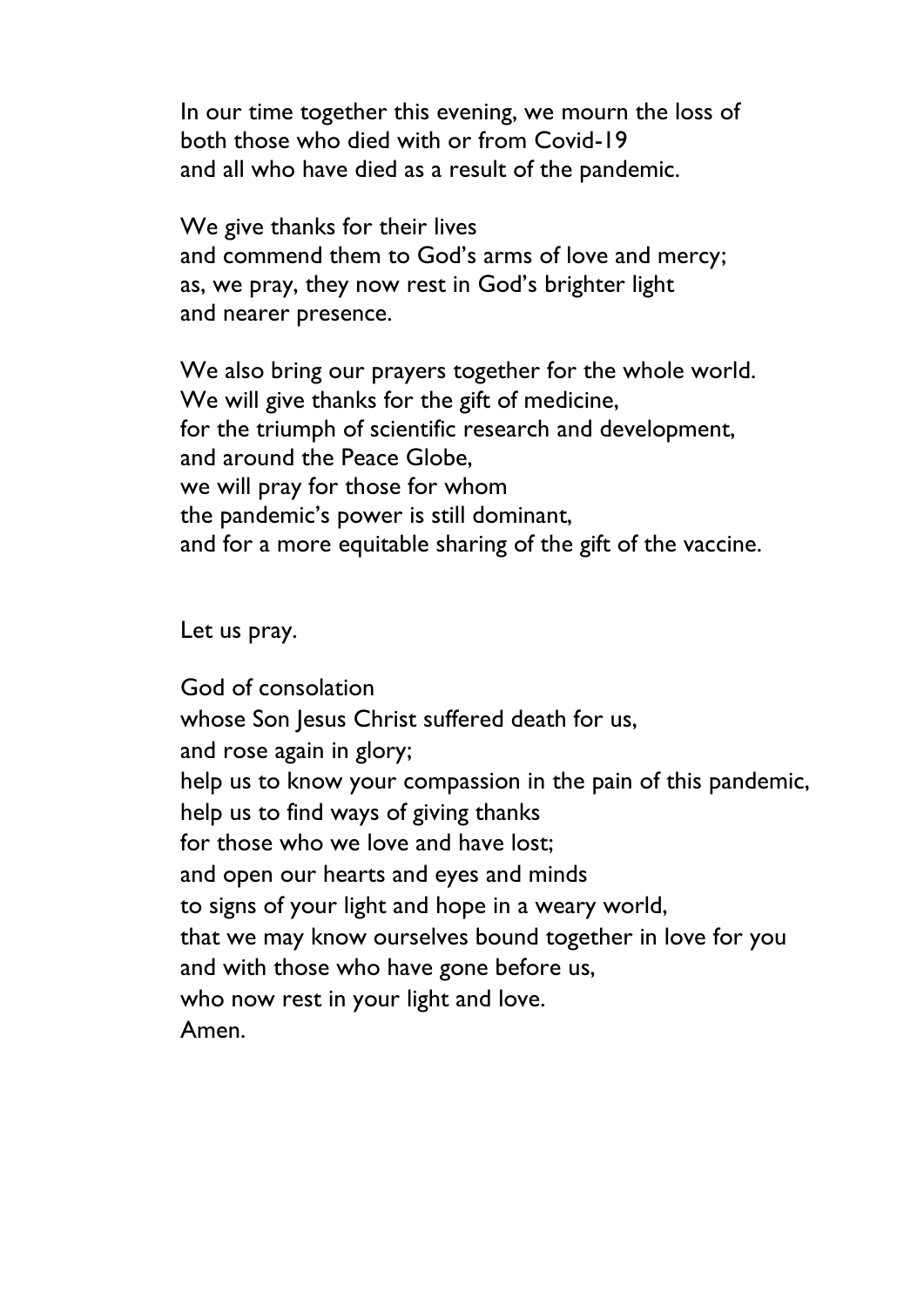In our time together this evening, we mourn the loss of
both those who died with or from Covid-19
and all who have died as a result of the pandemic.

We give thanks for their lives
and commend them to God's arms of love and mercy;
as, we pray, they now rest in God's brighter light
and nearer presence.

We also bring our prayers together for the whole world.
We will give thanks for the gift of medicine,
for the triumph of scientific research and development,
and around the Peace Globe,
we will pray for those for whom
the pandemic's power is still dominant,
and for a more equitable sharing of the gift of the vaccine.

Let us pray.

God of consolation
whose Son Jesus Christ suffered death for us,
and rose again in glory;
help us to know your compassion in the pain of this pandemic,
help us to find ways of giving thanks
for those who we love and have lost;
and open our hearts and eyes and minds
to signs of your light and hope in a weary world,
that we may know ourselves bound together in love for you
and with those who have gone before us,
who now rest in your light and love.
Amen.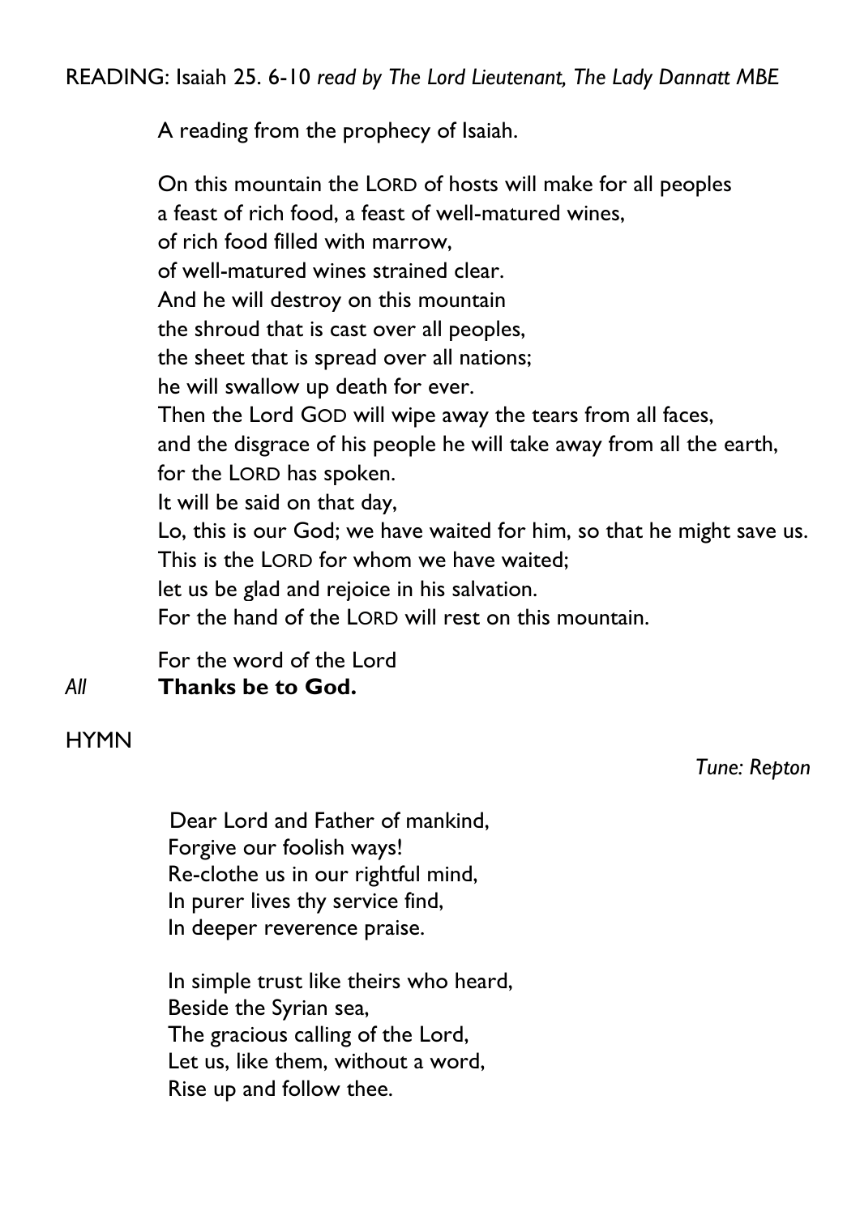READING: Isaiah 25. 6-10 *read by The Lord Lieutenant, The Lady Dannatt MBE*

A reading from the prophecy of Isaiah.

On this mountain the LORD of hosts will make for all peoples
a feast of rich food, a feast of well-matured wines,
of rich food filled with marrow,
of well-matured wines strained clear.
And he will destroy on this mountain
the shroud that is cast over all peoples,
the sheet that is spread over all nations;
he will swallow up death for ever.
Then the Lord GOD will wipe away the tears from all faces,
and the disgrace of his people he will take away from all the earth,
for the LORD has spoken.
It will be said on that day,
Lo, this is our God; we have waited for him, so that he might save us.
This is the LORD for whom we have waited;
let us be glad and rejoice in his salvation.
For the hand of the LORD will rest on this mountain.

For the word of the Lord
*All* **Thanks be to God.**

HYMN

*Tune: Repton*

Dear Lord and Father of mankind,
Forgive our foolish ways!
Re-clothe us in our rightful mind,
In purer lives thy service find,
In deeper reverence praise.

In simple trust like theirs who heard,
Beside the Syrian sea,
The gracious calling of the Lord,
Let us, like them, without a word,
Rise up and follow thee.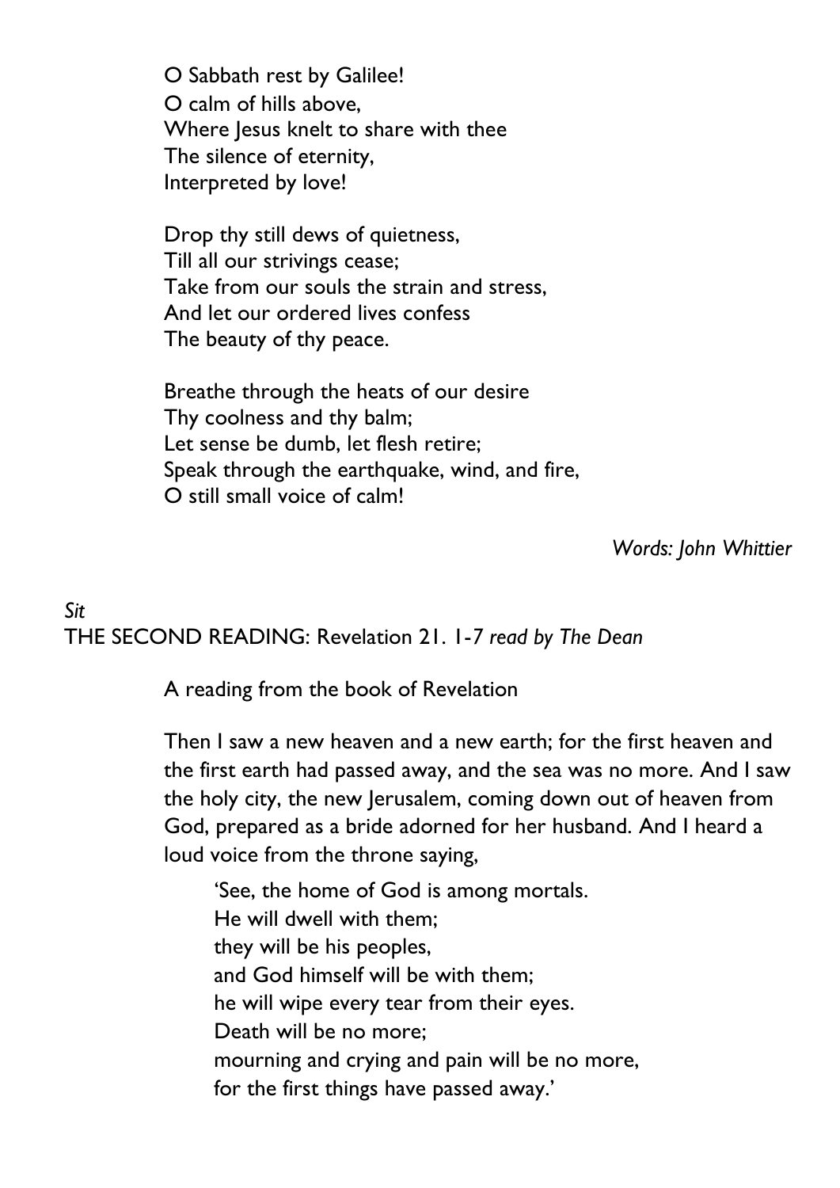O Sabbath rest by Galilee!  
O calm of hills above,  
Where Jesus knelt to share with thee  
The silence of eternity,  
Interpreted by love!

Drop thy still dews of quietness,  
Till all our strivings cease;  
Take from our souls the strain and stress,  
And let our ordered lives confess  
The beauty of thy peace.

Breathe through the heats of our desire  
Thy coolness and thy balm;  
Let sense be dumb, let flesh retire;  
Speak through the earthquake, wind, and fire,  
O still small voice of calm!

*Words: John Whittier*

*Sit*

THE SECOND READING: Revelation 21. 1-7 *read by The Dean*

A reading from the book of Revelation

Then I saw a new heaven and a new earth; for the first heaven and the first earth had passed away, and the sea was no more. And I saw the holy city, the new Jerusalem, coming down out of heaven from God, prepared as a bride adorned for her husband. And I heard a loud voice from the throne saying,

> 'See, the home of God is among mortals.  
> He will dwell with them;  
> they will be his peoples,  
> and God himself will be with them;  
> he will wipe every tear from their eyes.  
> Death will be no more;  
> mourning and crying and pain will be no more,  
> for the first things have passed away.'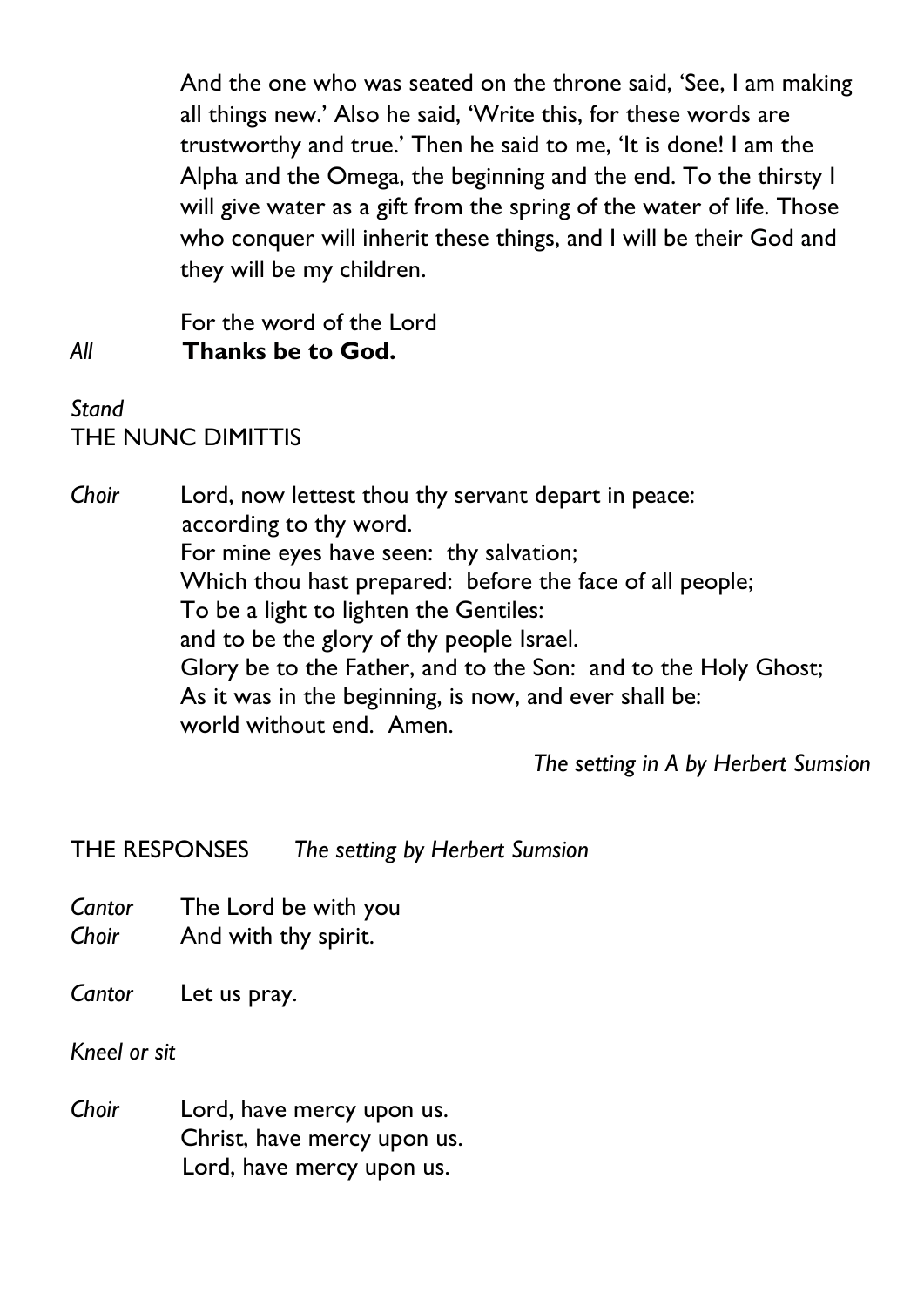And the one who was seated on the throne said, 'See, I am making all things new.' Also he said, 'Write this, for these words are trustworthy and true.' Then he said to me, 'It is done! I am the Alpha and the Omega, the beginning and the end. To the thirsty I will give water as a gift from the spring of the water of life. Those who conquer will inherit these things, and I will be their God and they will be my children.

For the word of the Lord

*All* **Thanks be to God.**

*Stand*

THE NUNC DIMITTIS

*Choir* Lord, now lettest thou thy servant depart in peace:
according to thy word.
For mine eyes have seen: thy salvation;
Which thou hast prepared: before the face of all people;
To be a light to lighten the Gentiles:
and to be the glory of thy people Israel.
Glory be to the Father, and to the Son: and to the Holy Ghost;
As it was in the beginning, is now, and ever shall be:
world without end. Amen.

*The setting in A by Herbert Sumsion*

THE RESPONSES *The setting by Herbert Sumsion*

*Cantor* The Lord be with you
*Choir* And with thy spirit.

*Cantor* Let us pray.

*Kneel or sit*

*Choir* Lord, have mercy upon us.
Christ, have mercy upon us.
Lord, have mercy upon us.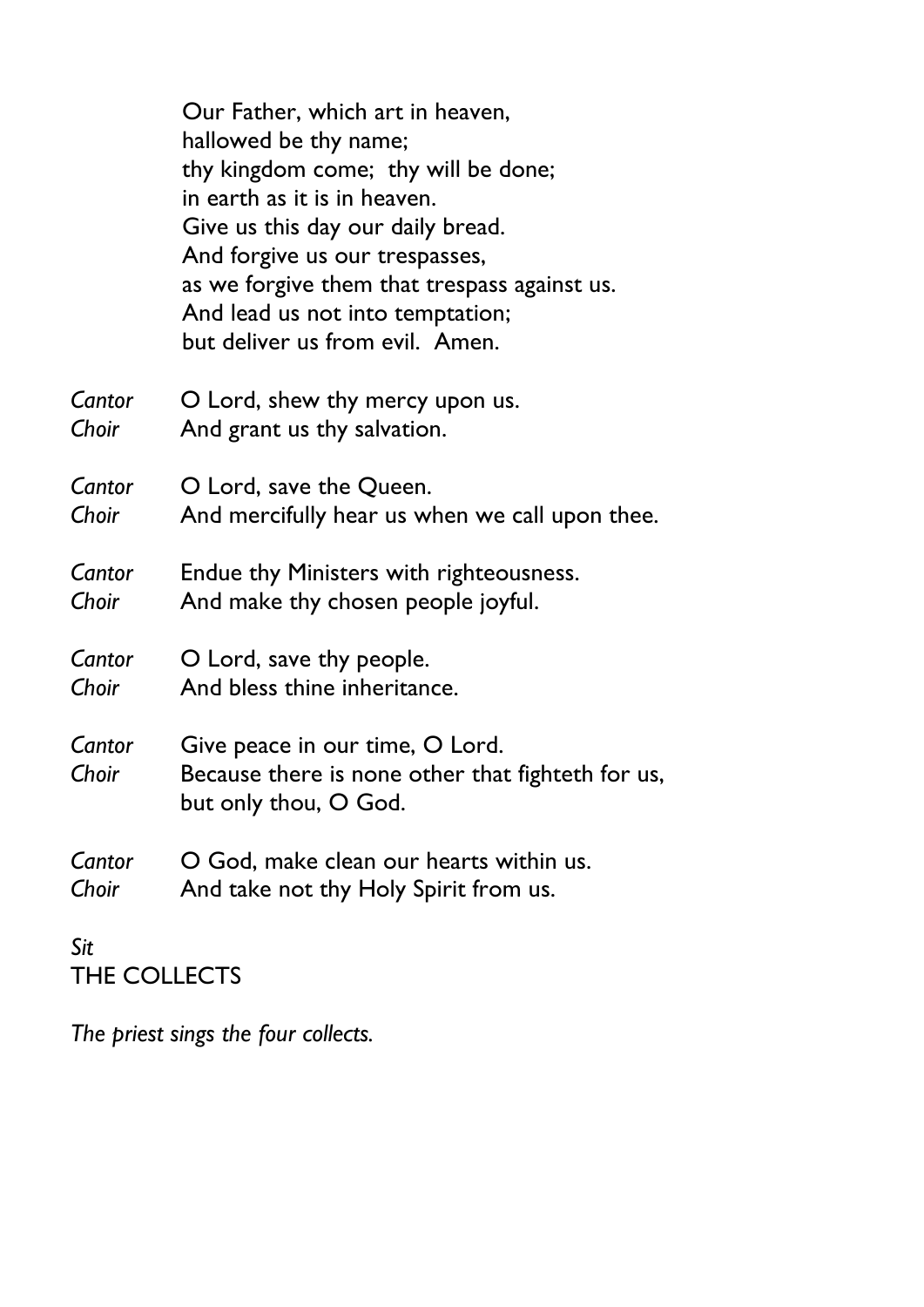Our Father, which art in heaven,
hallowed be thy name;
thy kingdom come; thy will be done;
in earth as it is in heaven.
Give us this day our daily bread.
And forgive us our trespasses,
as we forgive them that trespass against us.
And lead us not into temptation;
but deliver us from evil. Amen.

*Cantor* O Lord, shew thy mercy upon us.
*Choir* And grant us thy salvation.

*Cantor* O Lord, save the Queen.
*Choir* And mercifully hear us when we call upon thee.

*Cantor* Endue thy Ministers with righteousness.
*Choir* And make thy chosen people joyful.

*Cantor* O Lord, save thy people.
*Choir* And bless thine inheritance.

*Cantor* Give peace in our time, O Lord.
*Choir* Because there is none other that fighteth for us, but only thou, O God.

*Cantor* O God, make clean our hearts within us.
*Choir* And take not thy Holy Spirit from us.

*Sit*

THE COLLECTS

*The priest sings the four collects.*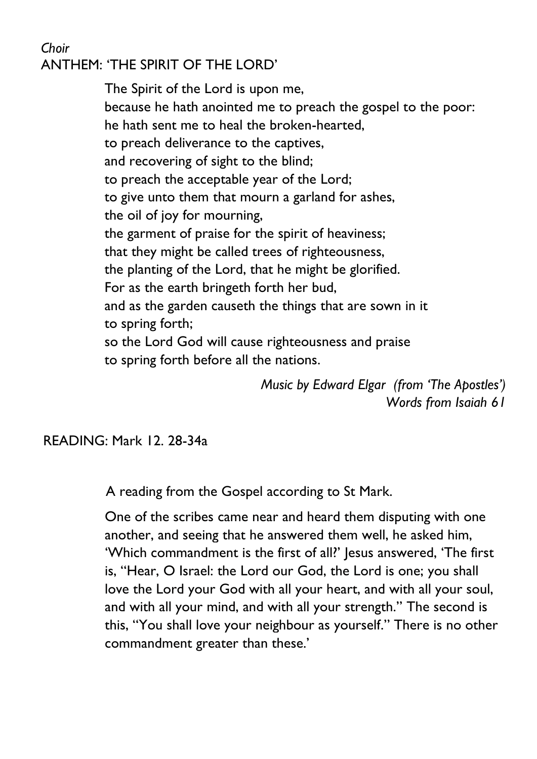*Choir*

ANTHEM: 'THE SPIRIT OF THE LORD'

The Spirit of the Lord is upon me,
because he hath anointed me to preach the gospel to the poor:
he hath sent me to heal the broken-hearted,
to preach deliverance to the captives,
and recovering of sight to the blind;
to preach the acceptable year of the Lord;
to give unto them that mourn a garland for ashes,
the oil of joy for mourning,
the garment of praise for the spirit of heaviness;
that they might be called trees of righteousness,
the planting of the Lord, that he might be glorified.
For as the earth bringeth forth her bud,
and as the garden causeth the things that are sown in it
to spring forth;
so the Lord God will cause righteousness and praise
to spring forth before all the nations.

*Music by Edward Elgar (from 'The Apostles')*
*Words from Isaiah 61*

READING: Mark 12. 28-34a

A reading from the Gospel according to St Mark.

One of the scribes came near and heard them disputing with one another, and seeing that he answered them well, he asked him, 'Which commandment is the first of all?' Jesus answered, 'The first is, "Hear, O Israel: the Lord our God, the Lord is one; you shall love the Lord your God with all your heart, and with all your soul, and with all your mind, and with all your strength." The second is this, "You shall love your neighbour as yourself." There is no other commandment greater than these.'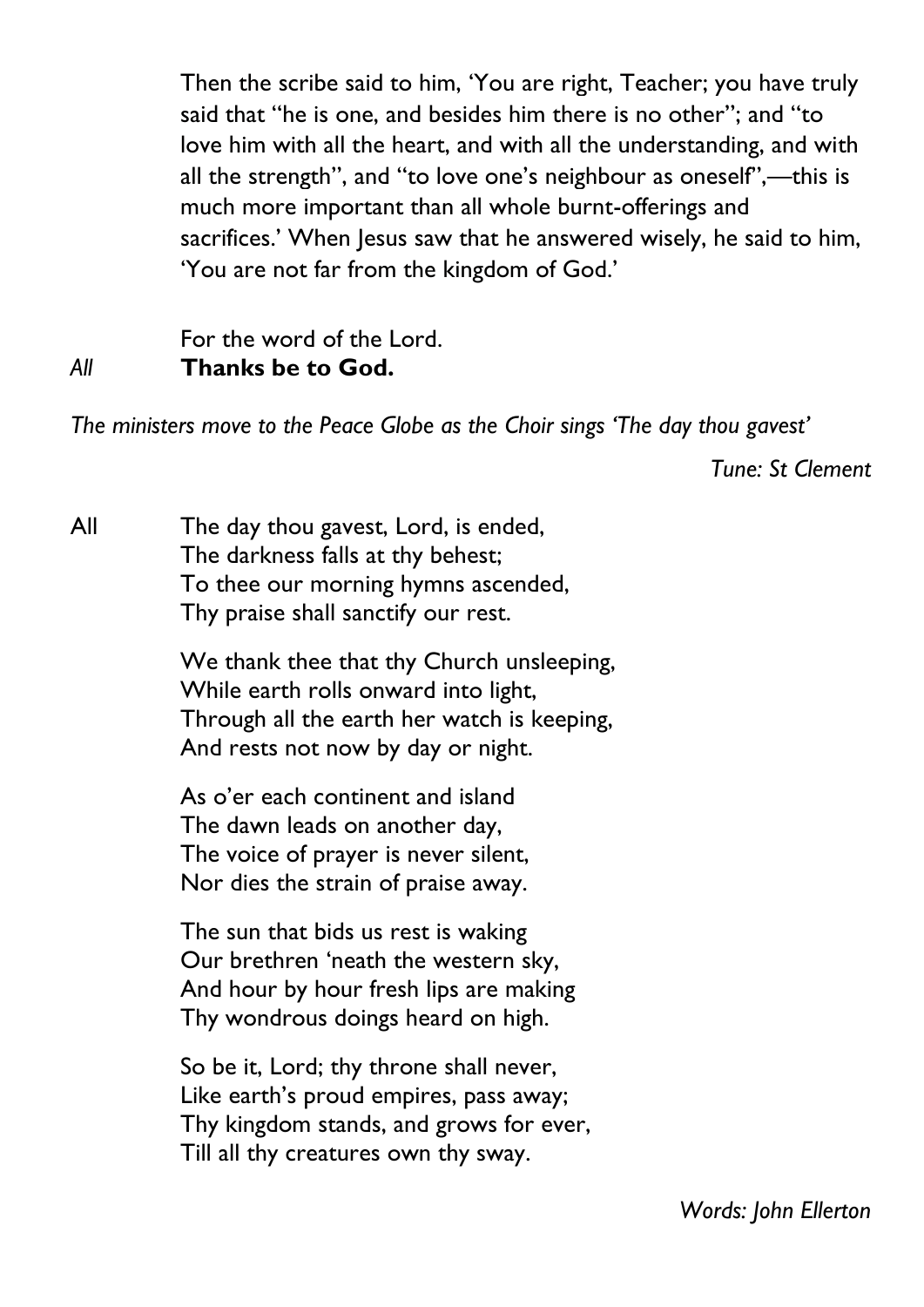Then the scribe said to him, 'You are right, Teacher; you have truly said that "he is one, and besides him there is no other"; and "to love him with all the heart, and with all the understanding, and with all the strength", and "to love one's neighbour as oneself",—this is much more important than all whole burnt-offerings and sacrifices.' When Jesus saw that he answered wisely, he said to him, 'You are not far from the kingdom of God.'

For the word of the Lord.  
*All* **Thanks be to God.**

*The ministers move to the Peace Globe as the Choir sings 'The day thou gavest'*

*Tune: St Clement*

All The day thou gavest, Lord, is ended,  
The darkness falls at thy behest;  
To thee our morning hymns ascended,  
Thy praise shall sanctify our rest.

We thank thee that thy Church unsleeping,  
While earth rolls onward into light,  
Through all the earth her watch is keeping,  
And rests not now by day or night.

As o'er each continent and island  
The dawn leads on another day,  
The voice of prayer is never silent,  
Nor dies the strain of praise away.

The sun that bids us rest is waking  
Our brethren 'neath the western sky,  
And hour by hour fresh lips are making  
Thy wondrous doings heard on high.

So be it, Lord; thy throne shall never,  
Like earth's proud empires, pass away;  
Thy kingdom stands, and grows for ever,  
Till all thy creatures own thy sway.

*Words: John Ellerton*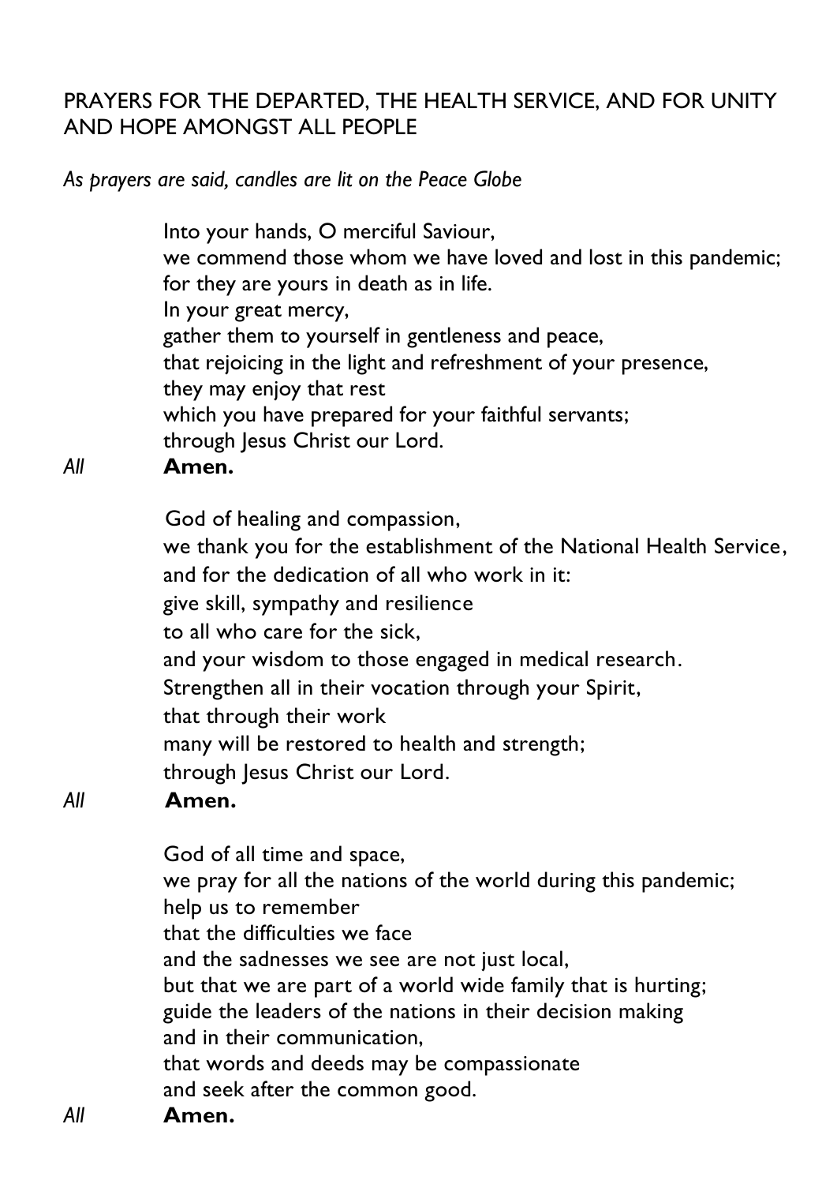PRAYERS FOR THE DEPARTED, THE HEALTH SERVICE, AND FOR UNITY AND HOPE AMONGST ALL PEOPLE

*As prayers are said, candles are lit on the Peace Globe*

Into your hands, O merciful Saviour,  
we commend those whom we have loved and lost in this pandemic;  
for they are yours in death as in life.  
In your great mercy,  
gather them to yourself in gentleness and peace,  
that rejoicing in the light and refreshment of your presence,  
they may enjoy that rest  
which you have prepared for your faithful servants;  
through Jesus Christ our Lord.

*All* **Amen.**

God of healing and compassion,  
we thank you for the establishment of the National Health Service,  
and for the dedication of all who work in it:  
give skill, sympathy and resilience  
to all who care for the sick,  
and your wisdom to those engaged in medical research.  
Strengthen all in their vocation through your Spirit,  
that through their work  
many will be restored to health and strength;  
through Jesus Christ our Lord.

*All* **Amen.**

God of all time and space,  
we pray for all the nations of the world during this pandemic;  
help us to remember  
that the difficulties we face  
and the sadnesses we see are not just local,  
but that we are part of a world wide family that is hurting;  
guide the leaders of the nations in their decision making  
and in their communication,  
that words and deeds may be compassionate  
and seek after the common good.

*All* **Amen.**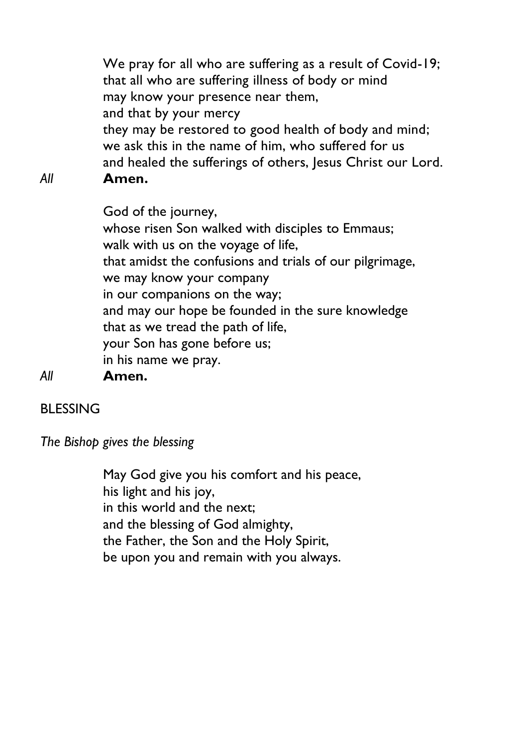We pray for all who are suffering as a result of Covid-19;  
that all who are suffering illness of body or mind  
may know your presence near them,  
and that by your mercy  
they may be restored to good health of body and mind;  
we ask this in the name of him, who suffered for us  
and healed the sufferings of others, Jesus Christ our Lord.

*All* **Amen.**

God of the journey,  
whose risen Son walked with disciples to Emmaus;  
walk with us on the voyage of life,  
that amidst the confusions and trials of our pilgrimage,  
we may know your company  
in our companions on the way;  
and may our hope be founded in the sure knowledge  
that as we tread the path of life,  
your Son has gone before us;  
in his name we pray.

*All* **Amen.**

BLESSING

*The Bishop gives the blessing*

May God give you his comfort and his peace,  
his light and his joy,  
in this world and the next;  
and the blessing of God almighty,  
the Father, the Son and the Holy Spirit,  
be upon you and remain with you always.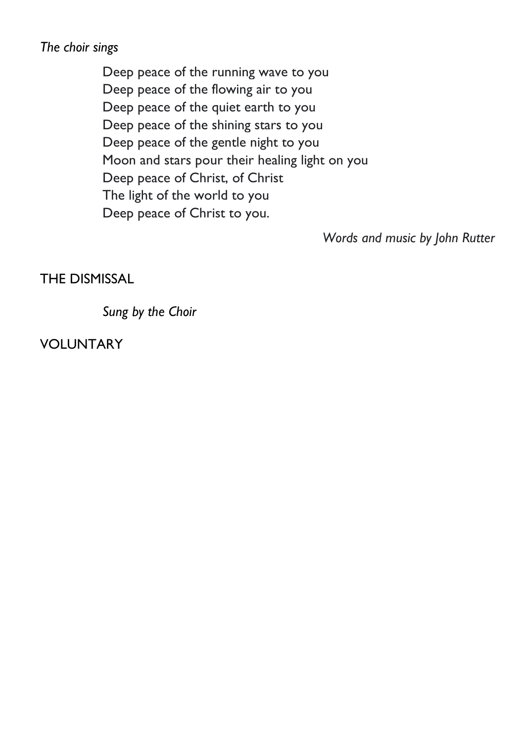*The choir sings*

Deep peace of the running wave to you  
Deep peace of the flowing air to you  
Deep peace of the quiet earth to you  
Deep peace of the shining stars to you  
Deep peace of the gentle night to you  
Moon and stars pour their healing light on you  
Deep peace of Christ, of Christ  
The light of the world to you  
Deep peace of Christ to you.

*Words and music by John Rutter*

## THE DISMISSAL

*Sung by the Choir*

## VOLUNTARY